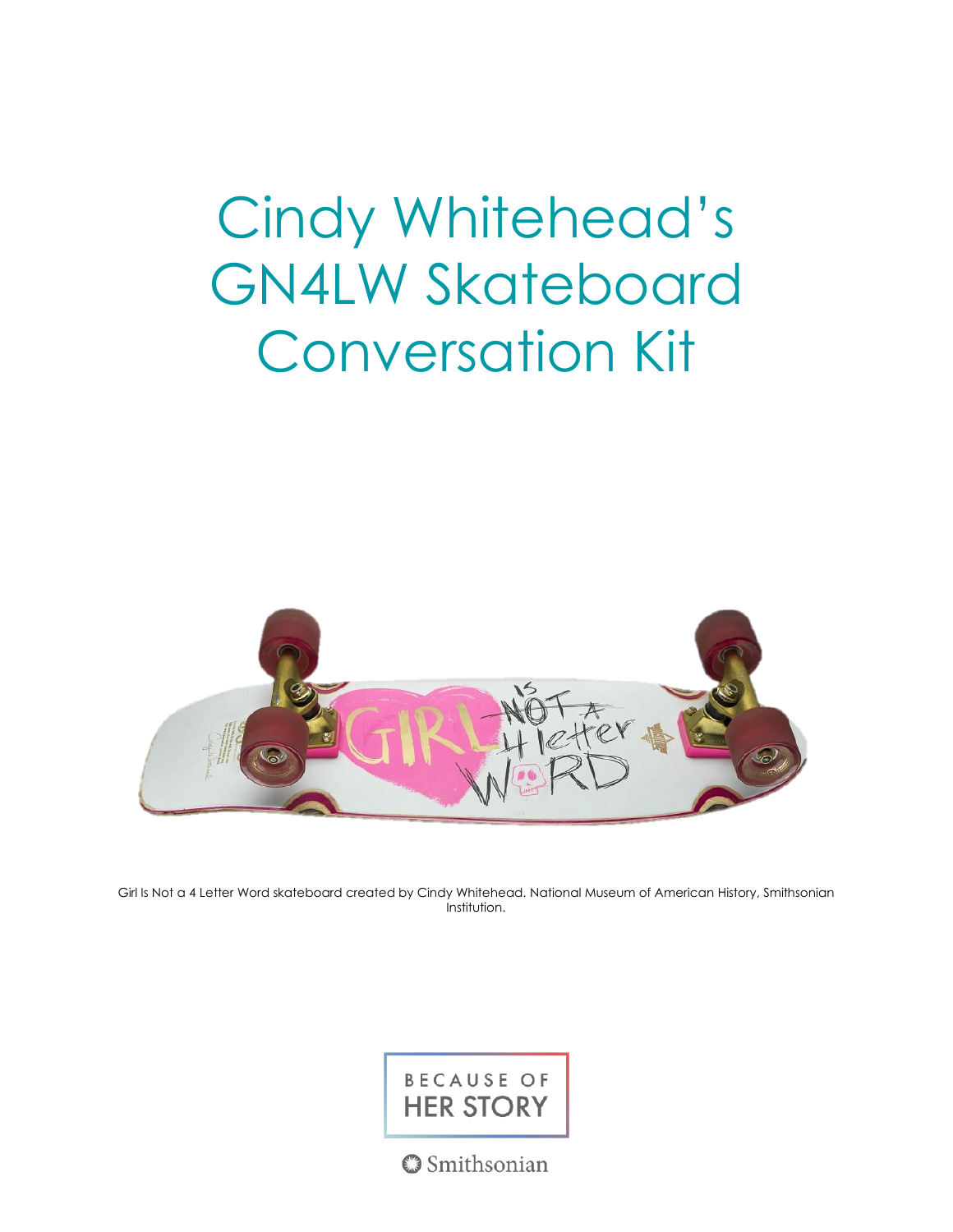# Cindy Whitehead's GN4LW Skateboard Conversation Kit

Girl Is Not a 4 Letter Word skateboard created by Cindy Whitehead. National Museum of American History, Smithsonian Institution.

BECAUSE OF HER STORY

Smithsonian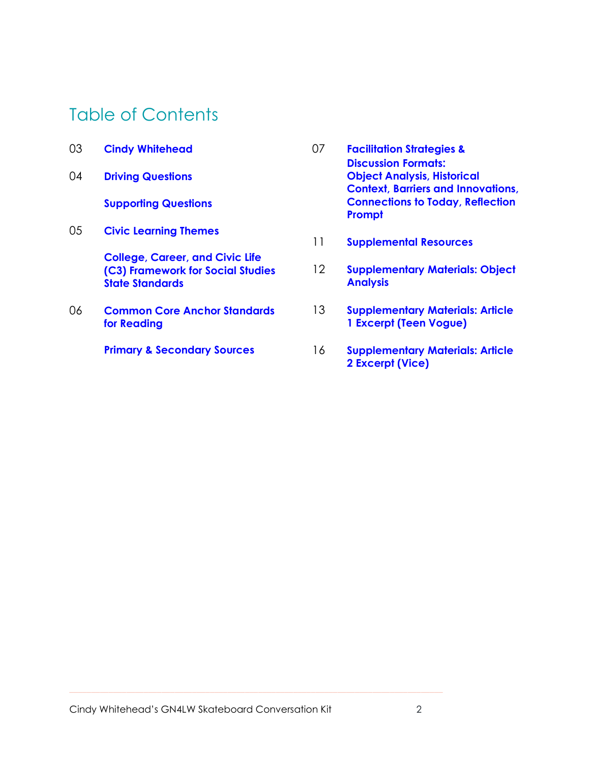# Table of Contents

03 **Cindy Whitehead**

04 **Driving Questions**

**Supporting Questions**

05 **Civic Learning Themes**

**College, Career, and Civic Life (C3) Framework for Social Studies State Standards**

06 **Common Core Anchor Standards for Reading**

**Primary & Secondary Sources**

07 **Facilitation Strategies & Discussion Formats: Object Analysis, Historical Context, Barriers and Innovations, Connections to Today, Reflection Prompt**

11 **Supplemental Resources**

12 **Supplementary Materials: Object Analysis**

13 **Supplementary Materials: Article 1 Excerpt (Teen Vogue)**

16 **Supplementary Materials: Article 2 Excerpt (Vice)**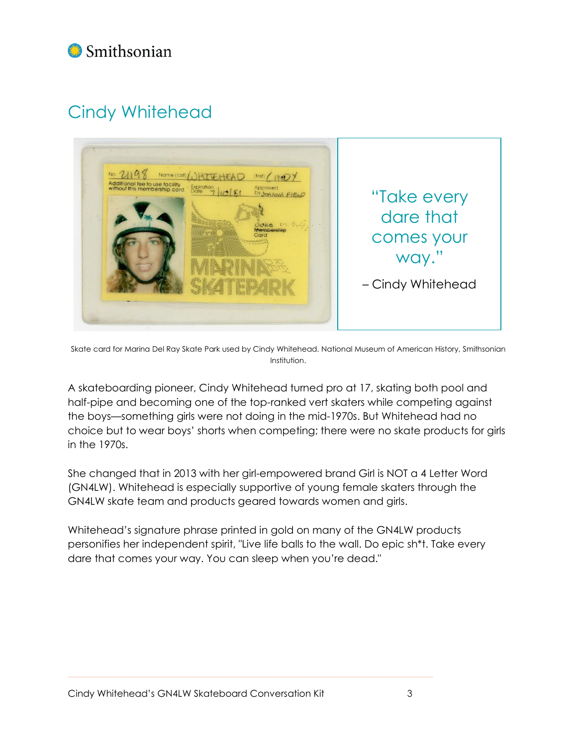# Cindy Whitehead

"Take every dare that comes your way."

– Cindy Whitehead

Skate card for Marina Del Ray Skate Park used by Cindy Whitehead. National Museum of American History, Smithsonian Institution.

A skateboarding pioneer, Cindy Whitehead turned pro at 17, skating both pool and half-pipe and becoming one of the top-ranked vert skaters while competing against the boys—something girls were not doing in the mid-1970s. But Whitehead had no choice but to wear boys' shorts when competing; there were no skate products for girls in the 1970s.

She changed that in 2013 with her girl-empowered brand Girl is NOT a 4 Letter Word (GN4LW). Whitehead is especially supportive of young female skaters through the GN4LW skate team and products geared towards women and girls.

Whitehead's signature phrase printed in gold on many of the GN4LW products personifies her independent spirit, "Live life balls to the wall. Do epic sh*t. Take every dare that comes your way. You can sleep when you're dead."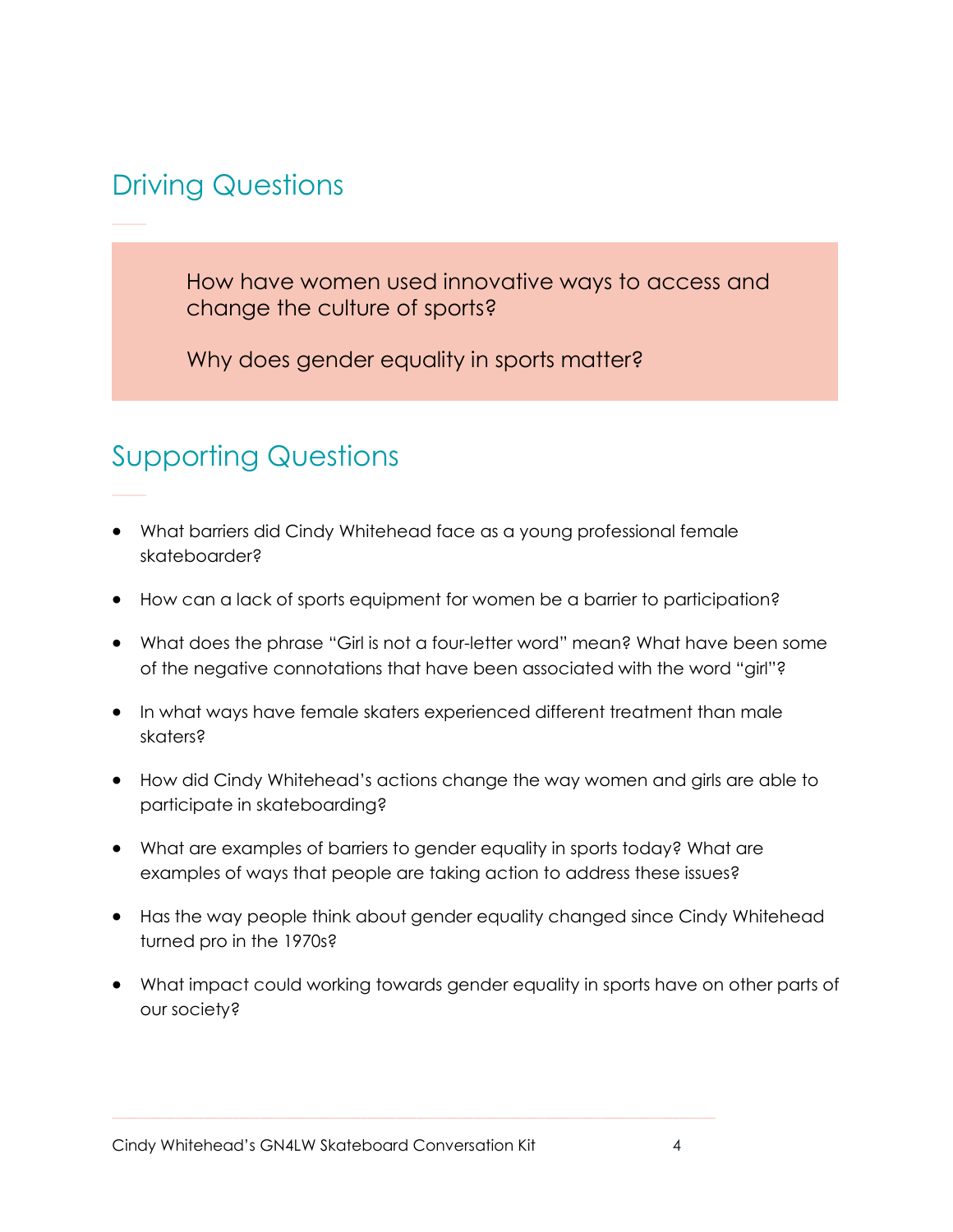## Driving Questions

How have women used innovative ways to access and change the culture of sports?

Why does gender equality in sports matter?

## Supporting Questions

- What barriers did Cindy Whitehead face as a young professional female skateboarder?
- How can a lack of sports equipment for women be a barrier to participation?
- What does the phrase "Girl is not a four-letter word" mean? What have been some of the negative connotations that have been associated with the word "girl"?
- In what ways have female skaters experienced different treatment than male skaters?
- How did Cindy Whitehead's actions change the way women and girls are able to participate in skateboarding?
- What are examples of barriers to gender equality in sports today? What are examples of ways that people are taking action to address these issues?
- Has the way people think about gender equality changed since Cindy Whitehead turned pro in the 1970s?
- What impact could working towards gender equality in sports have on other parts of our society?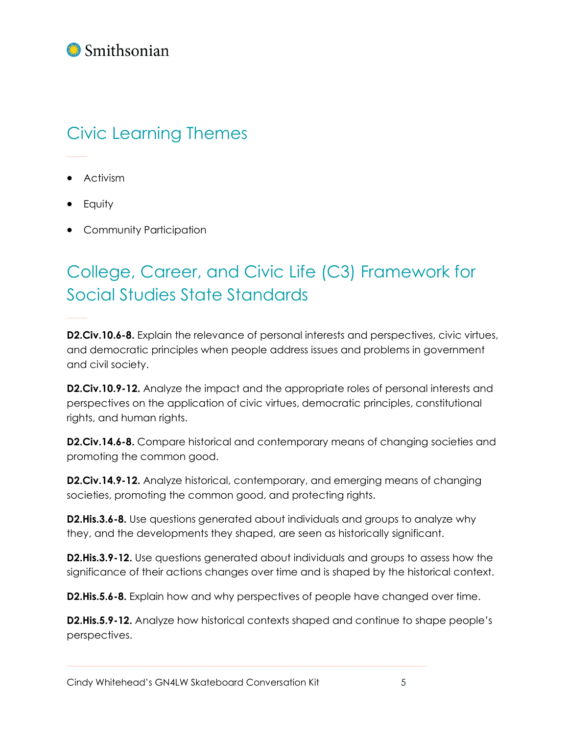## Civic Learning Themes

- Activism
- Equity
- Community Participation

## College, Career, and Civic Life (C3) Framework for Social Studies State Standards

**D2.Civ.10.6-8.** Explain the relevance of personal interests and perspectives, civic virtues, and democratic principles when people address issues and problems in government and civil society.

**D2.Civ.10.9-12.** Analyze the impact and the appropriate roles of personal interests and perspectives on the application of civic virtues, democratic principles, constitutional rights, and human rights.

**D2.Civ.14.6-8.** Compare historical and contemporary means of changing societies and promoting the common good.

**D2.Civ.14.9-12.** Analyze historical, contemporary, and emerging means of changing societies, promoting the common good, and protecting rights.

**D2.His.3.6-8.** Use questions generated about individuals and groups to analyze why they, and the developments they shaped, are seen as historically significant.

**D2.His.3.9-12.** Use questions generated about individuals and groups to assess how the significance of their actions changes over time and is shaped by the historical context.

**D2.His.5.6-8.** Explain how and why perspectives of people have changed over time.

**D2.His.5.9-12.** Analyze how historical contexts shaped and continue to shape people's perspectives.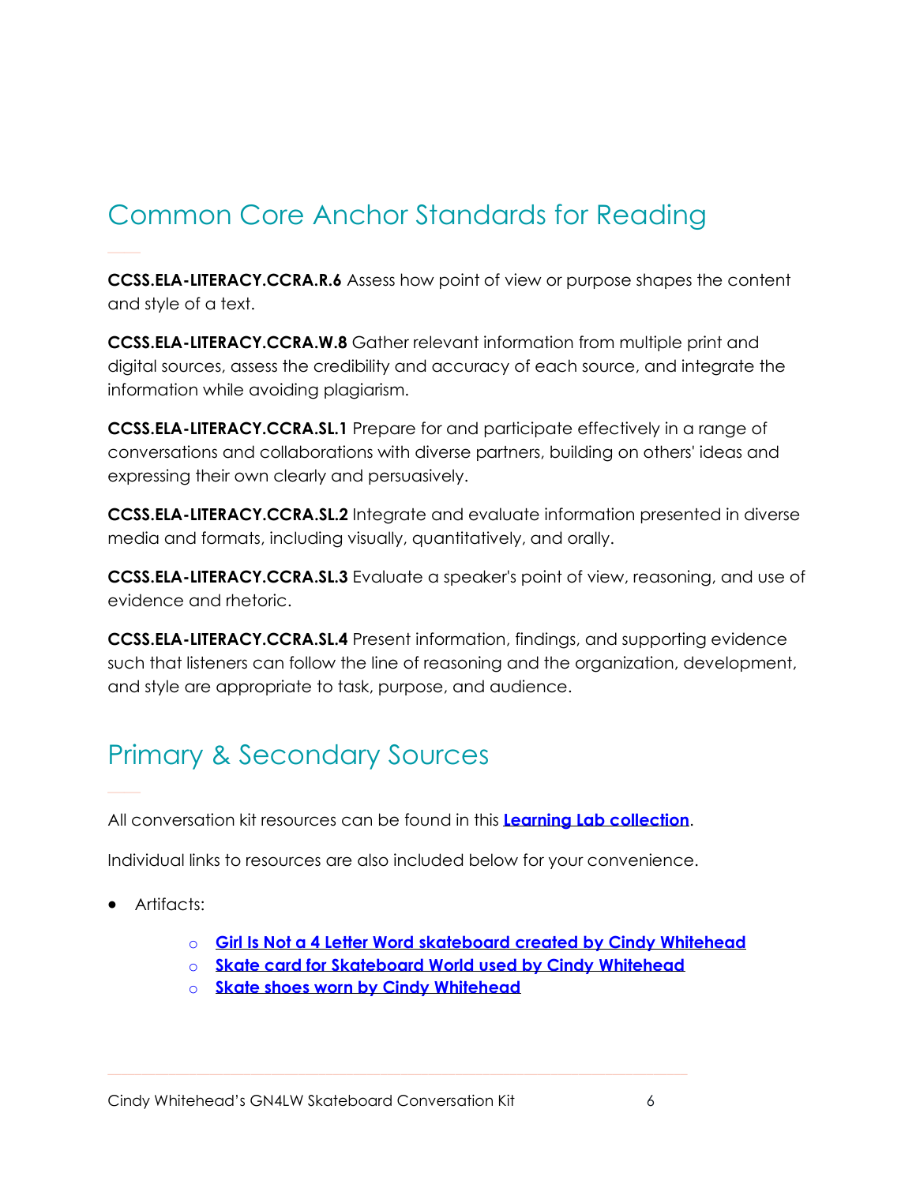## Common Core Anchor Standards for Reading

**CCSS.ELA-LITERACY.CCRA.R.6** Assess how point of view or purpose shapes the content and style of a text.

**CCSS.ELA-LITERACY.CCRA.W.8** Gather relevant information from multiple print and digital sources, assess the credibility and accuracy of each source, and integrate the information while avoiding plagiarism.

**CCSS.ELA-LITERACY.CCRA.SL.1** Prepare for and participate effectively in a range of conversations and collaborations with diverse partners, building on others' ideas and expressing their own clearly and persuasively.

**CCSS.ELA-LITERACY.CCRA.SL.2** Integrate and evaluate information presented in diverse media and formats, including visually, quantitatively, and orally.

**CCSS.ELA-LITERACY.CCRA.SL.3** Evaluate a speaker's point of view, reasoning, and use of evidence and rhetoric.

**CCSS.ELA-LITERACY.CCRA.SL.4** Present information, findings, and supporting evidence such that listeners can follow the line of reasoning and the organization, development, and style are appropriate to task, purpose, and audience.

## Primary & Secondary Sources

All conversation kit resources can be found in this **Learning Lab collection**.

Individual links to resources are also included below for your convenience.

- Artifacts:
    - **Girl Is Not a 4 Letter Word skateboard created by Cindy Whitehead**
    - **Skate card for Skateboard World used by Cindy Whitehead**
    - **Skate shoes worn by Cindy Whitehead**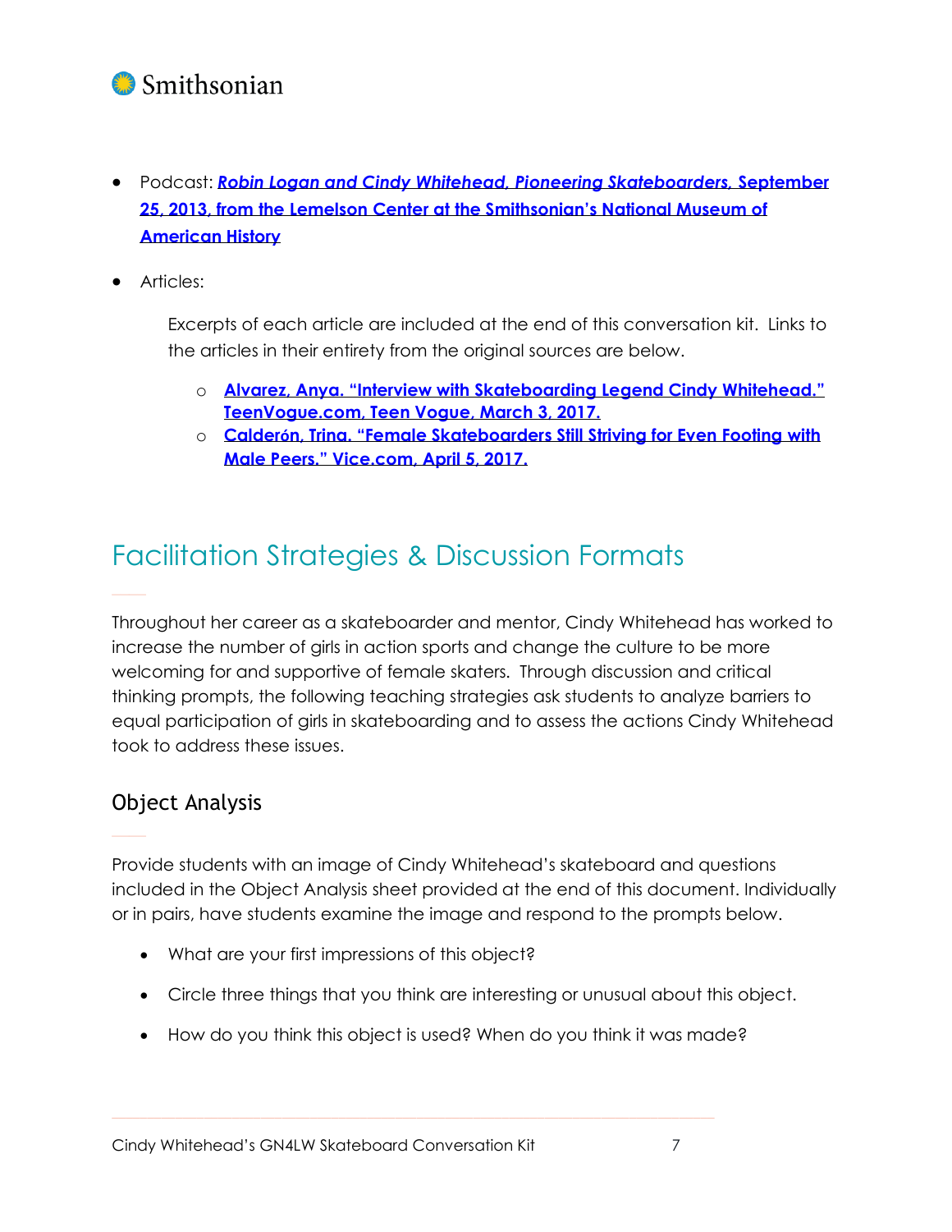- Podcast: ***Robin Logan and Cindy Whitehead, Pioneering Skateboarders*, September 25, 2013, from the Lemelson Center at the Smithsonian's National Museum of American History**

- Articles:

  Excerpts of each article are included at the end of this conversation kit. Links to the articles in their entirety from the original sources are below.

  - **Alvarez, Anya. "Interview with Skateboarding Legend Cindy Whitehead." TeenVogue.com, Teen Vogue, March 3, 2017.**
  - **Calderón, Trina. "Female Skateboarders Still Striving for Even Footing with Male Peers." Vice.com, April 5, 2017.**

## Facilitation Strategies & Discussion Formats

Throughout her career as a skateboarder and mentor, Cindy Whitehead has worked to increase the number of girls in action sports and change the culture to be more welcoming for and supportive of female skaters. Through discussion and critical thinking prompts, the following teaching strategies ask students to analyze barriers to equal participation of girls in skateboarding and to assess the actions Cindy Whitehead took to address these issues.

### Object Analysis

Provide students with an image of Cindy Whitehead's skateboard and questions included in the Object Analysis sheet provided at the end of this document. Individually or in pairs, have students examine the image and respond to the prompts below.

- What are your first impressions of this object?
- Circle three things that you think are interesting or unusual about this object.
- How do you think this object is used? When do you think it was made?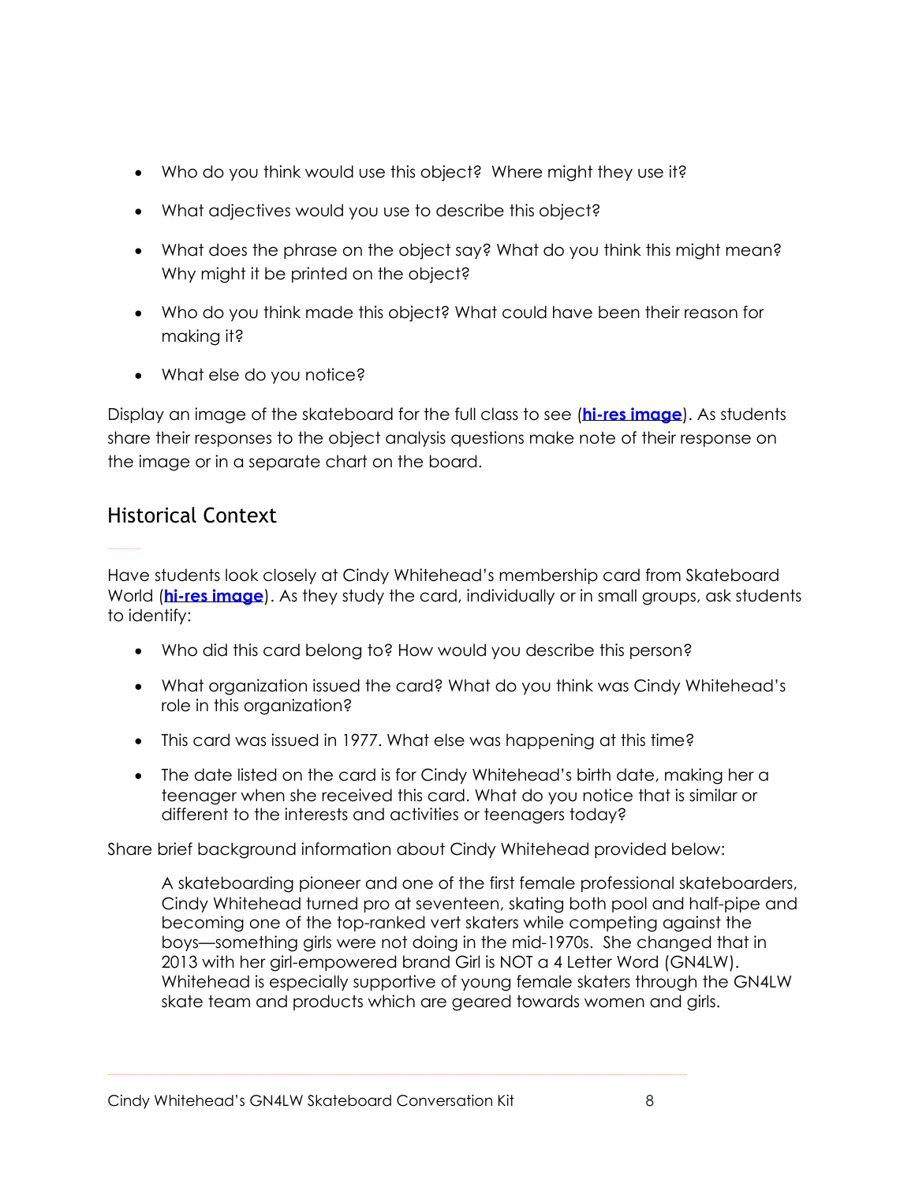- Who do you think would use this object? Where might they use it?
- What adjectives would you use to describe this object?
- What does the phrase on the object say? What do you think this might mean? Why might it be printed on the object?
- Who do you think made this object? What could have been their reason for making it?
- What else do you notice?

Display an image of the skateboard for the full class to see (**hi-res image**). As students share their responses to the object analysis questions make note of their response on the image or in a separate chart on the board.

## Historical Context

Have students look closely at Cindy Whitehead's membership card from Skateboard World (**hi-res image**). As they study the card, individually or in small groups, ask students to identify:

- Who did this card belong to? How would you describe this person?
- What organization issued the card? What do you think was Cindy Whitehead's role in this organization?
- This card was issued in 1977. What else was happening at this time?
- The date listed on the card is for Cindy Whitehead's birth date, making her a teenager when she received this card. What do you notice that is similar or different to the interests and activities or teenagers today?

Share brief background information about Cindy Whitehead provided below:

> A skateboarding pioneer and one of the first female professional skateboarders, Cindy Whitehead turned pro at seventeen, skating both pool and half-pipe and becoming one of the top-ranked vert skaters while competing against the boys—something girls were not doing in the mid-1970s. She changed that in 2013 with her girl-empowered brand Girl is NOT a 4 Letter Word (GN4LW). Whitehead is especially supportive of young female skaters through the GN4LW skate team and products which are geared towards women and girls.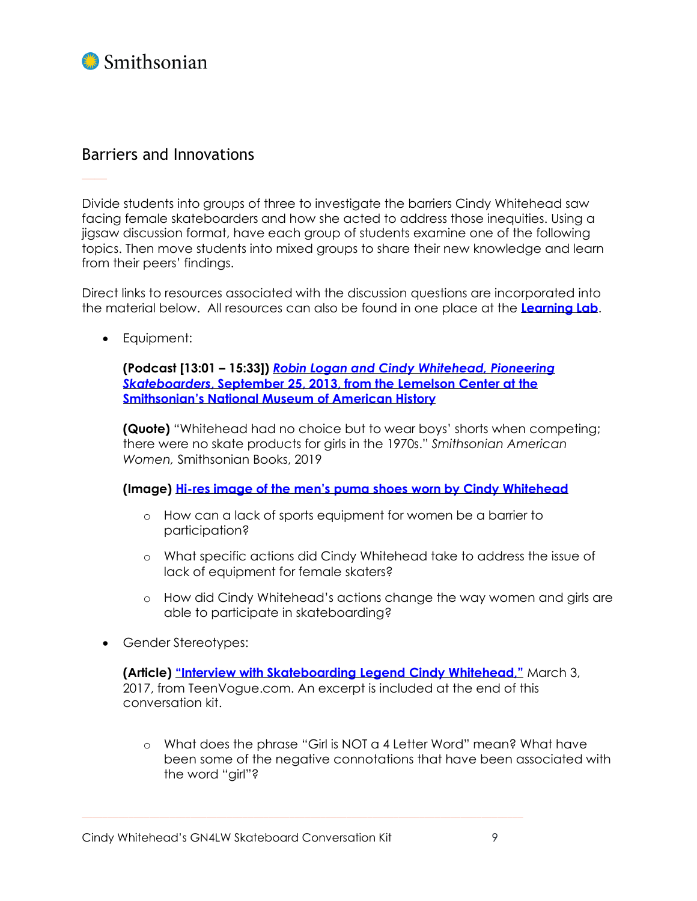## Barriers and Innovations

Divide students into groups of three to investigate the barriers Cindy Whitehead saw facing female skateboarders and how she acted to address those inequities. Using a jigsaw discussion format, have each group of students examine one of the following topics. Then move students into mixed groups to share their new knowledge and learn from their peers' findings.

Direct links to resources associated with the discussion questions are incorporated into the material below. All resources can also be found in one place at the **Learning Lab**.

- Equipment:

  **(Podcast [13:01 – 15:33]) *Robin Logan and Cindy Whitehead, Pioneering Skateboarders*, September 25, 2013, from the Lemelson Center at the Smithsonian's National Museum of American History**

  **(Quote)** "Whitehead had no choice but to wear boys' shorts when competing; there were no skate products for girls in the 1970s." *Smithsonian American Women,* Smithsonian Books, 2019

  **(Image) Hi-res image of the men's puma shoes worn by Cindy Whitehead**

  - How can a lack of sports equipment for women be a barrier to participation?
  - What specific actions did Cindy Whitehead take to address the issue of lack of equipment for female skaters?
  - How did Cindy Whitehead's actions change the way women and girls are able to participate in skateboarding?

- Gender Stereotypes:

  **(Article) "Interview with Skateboarding Legend Cindy Whitehead,"** March 3, 2017, from TeenVogue.com. An excerpt is included at the end of this conversation kit.

  - What does the phrase "Girl is NOT a 4 Letter Word" mean? What have been some of the negative connotations that have been associated with the word "girl"?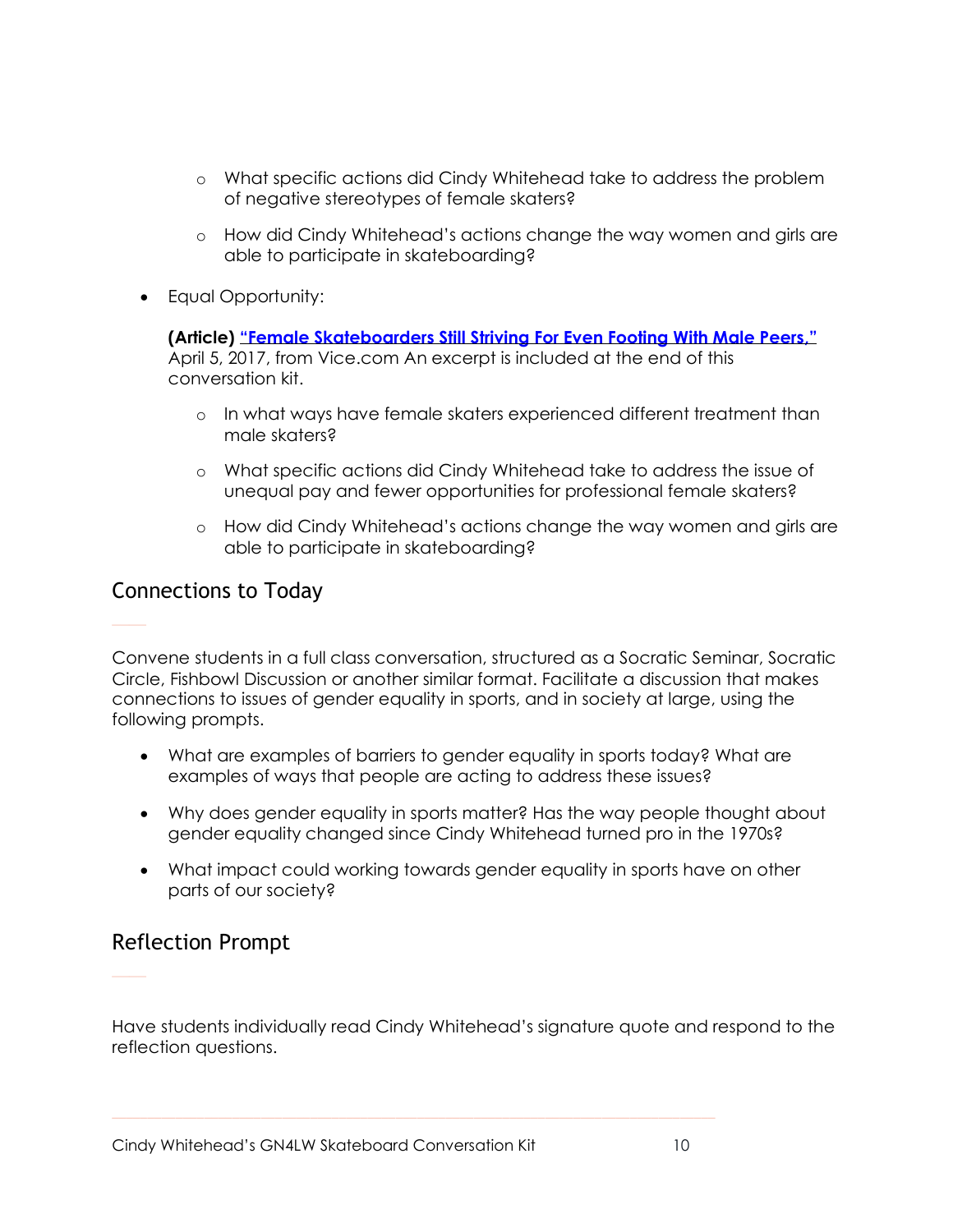- What specific actions did Cindy Whitehead take to address the problem of negative stereotypes of female skaters?
  - How did Cindy Whitehead's actions change the way women and girls are able to participate in skateboarding?

- Equal Opportunity:

  **(Article)** **"Female Skateboarders Still Striving For Even Footing With Male Peers,"** April 5, 2017, from Vice.com An excerpt is included at the end of this conversation kit.

  - In what ways have female skaters experienced different treatment than male skaters?
  - What specific actions did Cindy Whitehead take to address the issue of unequal pay and fewer opportunities for professional female skaters?
  - How did Cindy Whitehead's actions change the way women and girls are able to participate in skateboarding?

## Connections to Today

Convene students in a full class conversation, structured as a Socratic Seminar, Socratic Circle, Fishbowl Discussion or another similar format. Facilitate a discussion that makes connections to issues of gender equality in sports, and in society at large, using the following prompts.

- What are examples of barriers to gender equality in sports today? What are examples of ways that people are acting to address these issues?
- Why does gender equality in sports matter? Has the way people thought about gender equality changed since Cindy Whitehead turned pro in the 1970s?
- What impact could working towards gender equality in sports have on other parts of our society?

## Reflection Prompt

Have students individually read Cindy Whitehead's signature quote and respond to the reflection questions.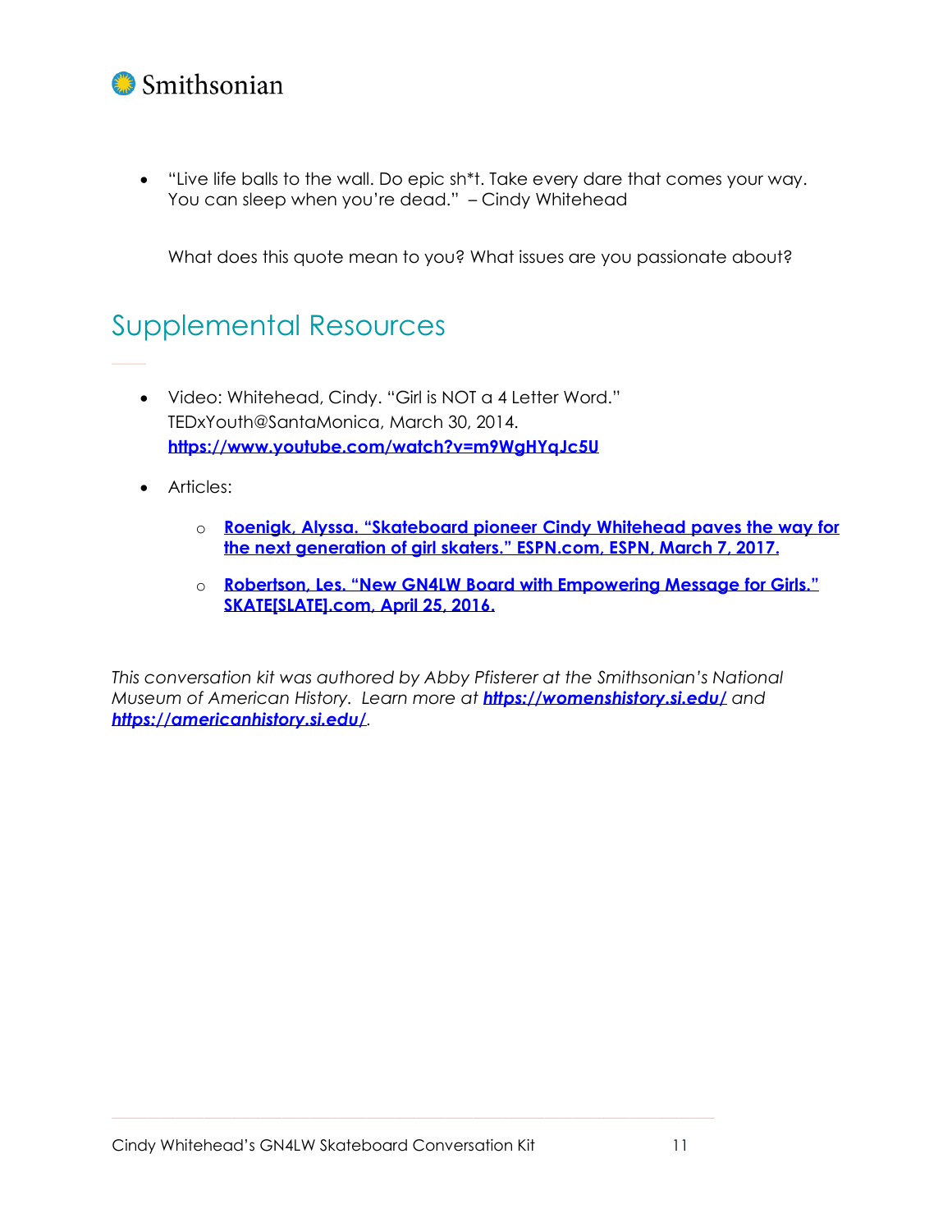- "Live life balls to the wall. Do epic sh*t. Take every dare that comes your way. You can sleep when you're dead." – Cindy Whitehead

  What does this quote mean to you? What issues are you passionate about?

## Supplemental Resources

- Video: Whitehead, Cindy. "Girl is NOT a 4 Letter Word." TEDxYouth@SantaMonica, March 30, 2014. **https://www.youtube.com/watch?v=m9WgHYqJc5U**

- Articles:

  - **Roenigk, Alyssa. "Skateboard pioneer Cindy Whitehead paves the way for the next generation of girl skaters." ESPN.com, ESPN, March 7, 2017.**

  - **Robertson, Les. "New GN4LW Board with Empowering Message for Girls." SKATE[SLATE].com, April 25, 2016.**

*This conversation kit was authored by Abby Pfisterer at the Smithsonian's National Museum of American History. Learn more at **https://womenshistory.si.edu/** and **https://americanhistory.si.edu/**.*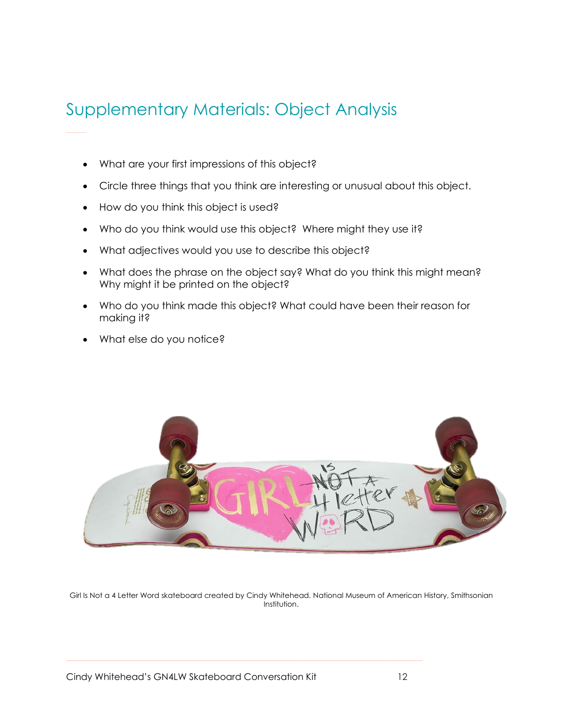## Supplementary Materials: Object Analysis

- What are your first impressions of this object?
- Circle three things that you think are interesting or unusual about this object.
- How do you think this object is used?
- Who do you think would use this object? Where might they use it?
- What adjectives would you use to describe this object?
- What does the phrase on the object say? What do you think this might mean? Why might it be printed on the object?
- Who do you think made this object? What could have been their reason for making it?
- What else do you notice?

Girl Is Not a 4 Letter Word skateboard created by Cindy Whitehead. National Museum of American History, Smithsonian Institution.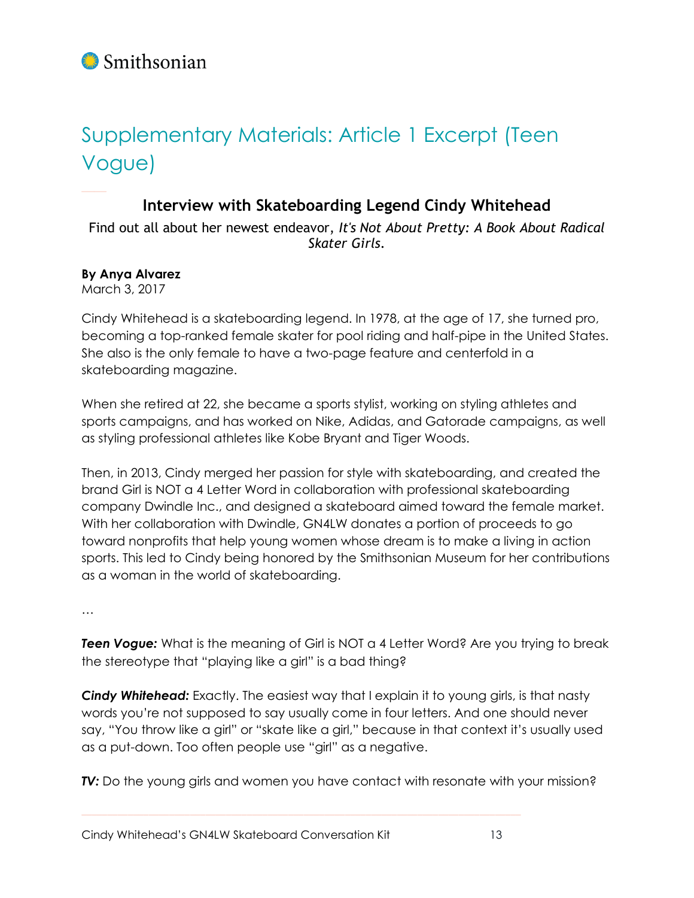# Supplementary Materials: Article 1 Excerpt (Teen Vogue)

## Interview with Skateboarding Legend Cindy Whitehead

Find out all about her newest endeavor, *It's Not About Pretty: A Book About Radical Skater Girls.*

**By Anya Alvarez**
March 3, 2017

Cindy Whitehead is a skateboarding legend. In 1978, at the age of 17, she turned pro, becoming a top-ranked female skater for pool riding and half-pipe in the United States. She also is the only female to have a two-page feature and centerfold in a skateboarding magazine.

When she retired at 22, she became a sports stylist, working on styling athletes and sports campaigns, and has worked on Nike, Adidas, and Gatorade campaigns, as well as styling professional athletes like Kobe Bryant and Tiger Woods.

Then, in 2013, Cindy merged her passion for style with skateboarding, and created the brand Girl is NOT a 4 Letter Word in collaboration with professional skateboarding company Dwindle Inc., and designed a skateboard aimed toward the female market. With her collaboration with Dwindle, GN4LW donates a portion of proceeds to go toward nonprofits that help young women whose dream is to make a living in action sports. This led to Cindy being honored by the Smithsonian Museum for her contributions as a woman in the world of skateboarding.

…

***Teen Vogue:*** What is the meaning of Girl is NOT a 4 Letter Word? Are you trying to break the stereotype that "playing like a girl" is a bad thing?

***Cindy Whitehead:*** Exactly. The easiest way that I explain it to young girls, is that nasty words you're not supposed to say usually come in four letters. And one should never say, "You throw like a girl" or "skate like a girl," because in that context it's usually used as a put-down. Too often people use "girl" as a negative.

***TV:*** Do the young girls and women you have contact with resonate with your mission?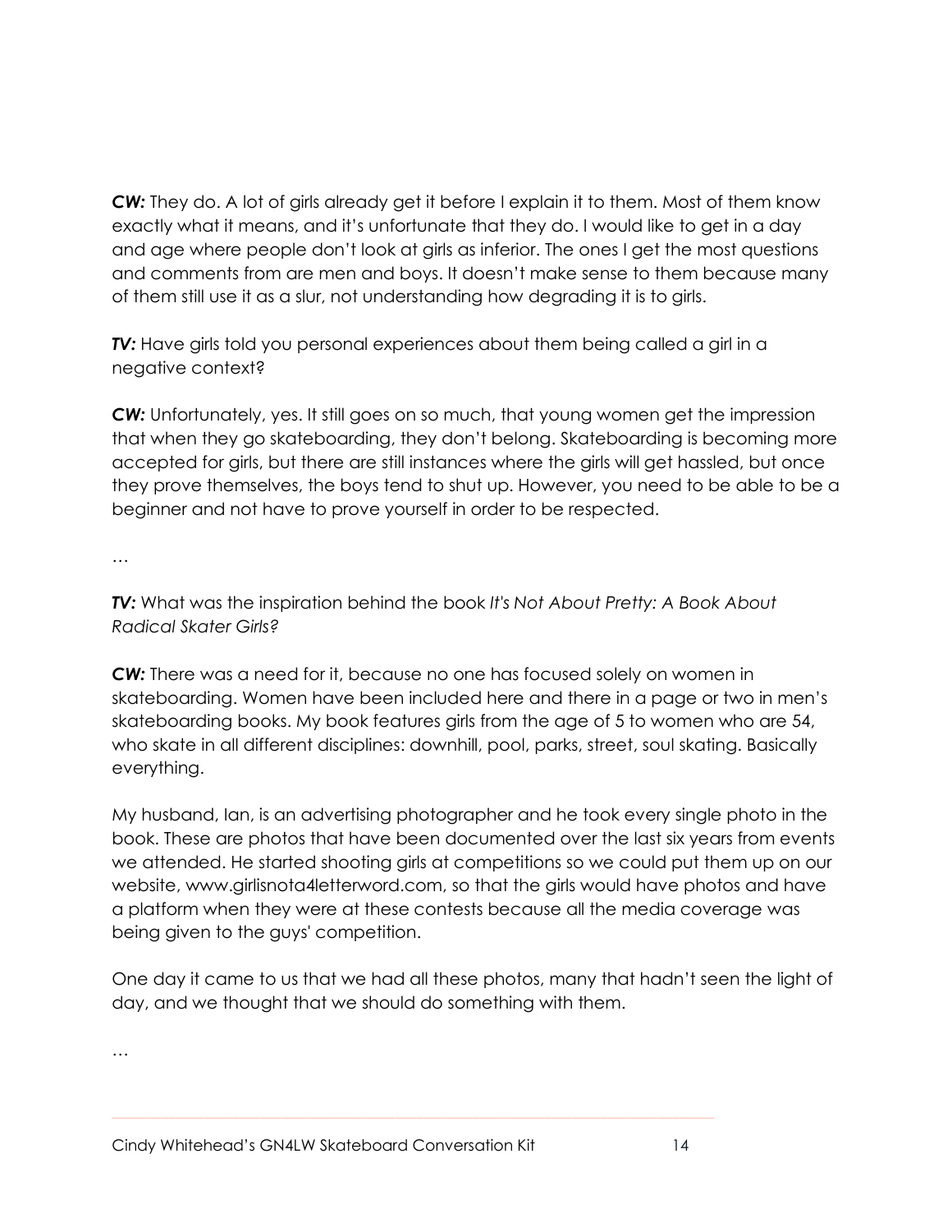***CW:*** They do. A lot of girls already get it before I explain it to them. Most of them know exactly what it means, and it's unfortunate that they do. I would like to get in a day and age where people don't look at girls as inferior. The ones I get the most questions and comments from are men and boys. It doesn't make sense to them because many of them still use it as a slur, not understanding how degrading it is to girls.

***TV:*** Have girls told you personal experiences about them being called a girl in a negative context?

***CW:*** Unfortunately, yes. It still goes on so much, that young women get the impression that when they go skateboarding, they don't belong. Skateboarding is becoming more accepted for girls, but there are still instances where the girls will get hassled, but once they prove themselves, the boys tend to shut up. However, you need to be able to be a beginner and not have to prove yourself in order to be respected.

…

***TV:*** What was the inspiration behind the book *It's Not About Pretty: A Book About Radical Skater Girls?*

***CW:*** There was a need for it, because no one has focused solely on women in skateboarding. Women have been included here and there in a page or two in men's skateboarding books. My book features girls from the age of 5 to women who are 54, who skate in all different disciplines: downhill, pool, parks, street, soul skating. Basically everything.

My husband, Ian, is an advertising photographer and he took every single photo in the book. These are photos that have been documented over the last six years from events we attended. He started shooting girls at competitions so we could put them up on our website, www.girlisnota4letterword.com, so that the girls would have photos and have a platform when they were at these contests because all the media coverage was being given to the guys' competition.

One day it came to us that we had all these photos, many that hadn't seen the light of day, and we thought that we should do something with them.

…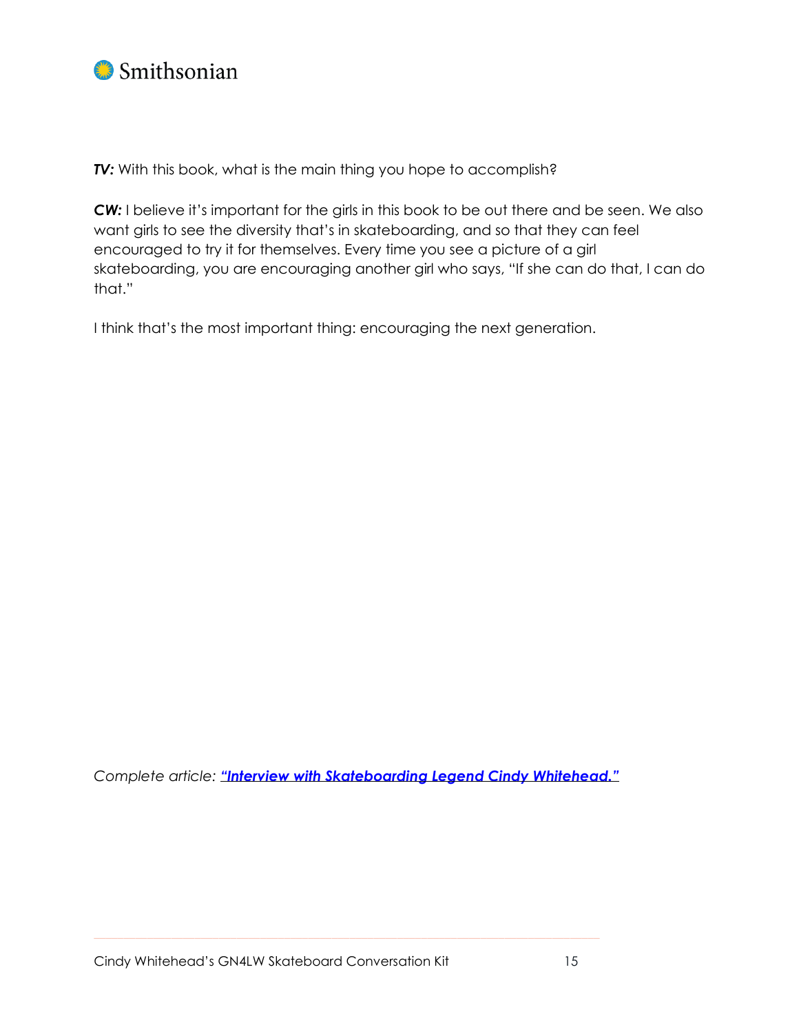***TV:*** With this book, what is the main thing you hope to accomplish?

***CW:*** I believe it's important for the girls in this book to be out there and be seen. We also want girls to see the diversity that's in skateboarding, and so that they can feel encouraged to try it for themselves. Every time you see a picture of a girl skateboarding, you are encouraging another girl who says, "If she can do that, I can do that."

I think that's the most important thing: encouraging the next generation.

*Complete article:* ***"Interview with Skateboarding Legend Cindy Whitehead."***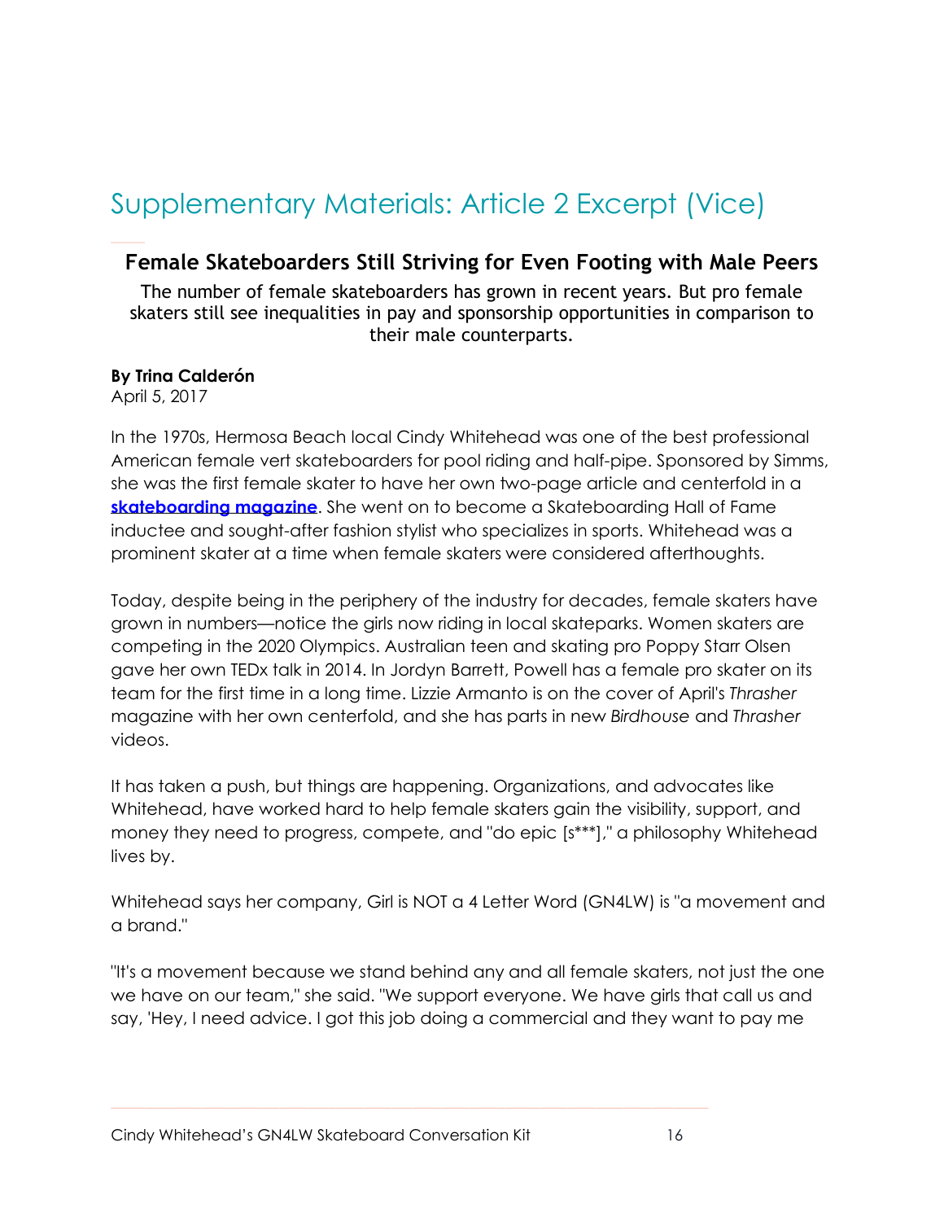# Supplementary Materials: Article 2 Excerpt (Vice)

## Female Skateboarders Still Striving for Even Footing with Male Peers

The number of female skateboarders has grown in recent years. But pro female skaters still see inequalities in pay and sponsorship opportunities in comparison to their male counterparts.

**By Trina Calderón**
April 5, 2017

In the 1970s, Hermosa Beach local Cindy Whitehead was one of the best professional American female vert skateboarders for pool riding and half-pipe. Sponsored by Simms, she was the first female skater to have her own two-page article and centerfold in a **skateboarding magazine**. She went on to become a Skateboarding Hall of Fame inductee and sought-after fashion stylist who specializes in sports. Whitehead was a prominent skater at a time when female skaters were considered afterthoughts.

Today, despite being in the periphery of the industry for decades, female skaters have grown in numbers—notice the girls now riding in local skateparks. Women skaters are competing in the 2020 Olympics. Australian teen and skating pro Poppy Starr Olsen gave her own TEDx talk in 2014. In Jordyn Barrett, Powell has a female pro skater on its team for the first time in a long time. Lizzie Armanto is on the cover of April's *Thrasher* magazine with her own centerfold, and she has parts in new *Birdhouse* and *Thrasher* videos.

It has taken a push, but things are happening. Organizations, and advocates like Whitehead, have worked hard to help female skaters gain the visibility, support, and money they need to progress, compete, and "do epic [s***]," a philosophy Whitehead lives by.

Whitehead says her company, Girl is NOT a 4 Letter Word (GN4LW) is "a movement and a brand."

"It's a movement because we stand behind any and all female skaters, not just the one we have on our team," she said. "We support everyone. We have girls that call us and say, 'Hey, I need advice. I got this job doing a commercial and they want to pay me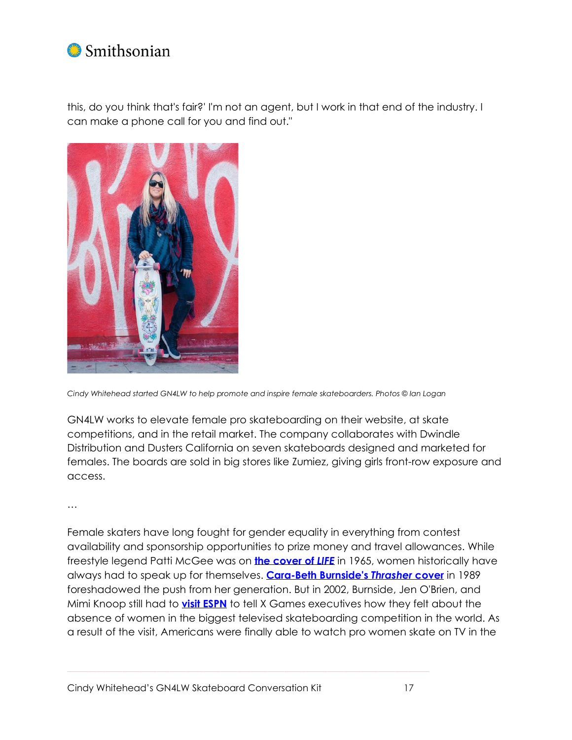this, do you think that's fair?' I'm not an agent, but I work in that end of the industry. I can make a phone call for you and find out."

*Cindy Whitehead started GN4LW to help promote and inspire female skateboarders. Photos © Ian Logan*

GN4LW works to elevate female pro skateboarding on their website, at skate competitions, and in the retail market. The company collaborates with Dwindle Distribution and Dusters California on seven skateboards designed and marketed for females. The boards are sold in big stores like Zumiez, giving girls front-row exposure and access.

…

Female skaters have long fought for gender equality in everything from contest availability and sponsorship opportunities to prize money and travel allowances. While freestyle legend Patti McGee was on **the cover of *LIFE*** in 1965, women historically have always had to speak up for themselves. **Cara-Beth Burnside's *Thrasher* cover** in 1989 foreshadowed the push from her generation. But in 2002, Burnside, Jen O'Brien, and Mimi Knoop still had to **visit ESPN** to tell X Games executives how they felt about the absence of women in the biggest televised skateboarding competition in the world. As a result of the visit, Americans were finally able to watch pro women skate on TV in the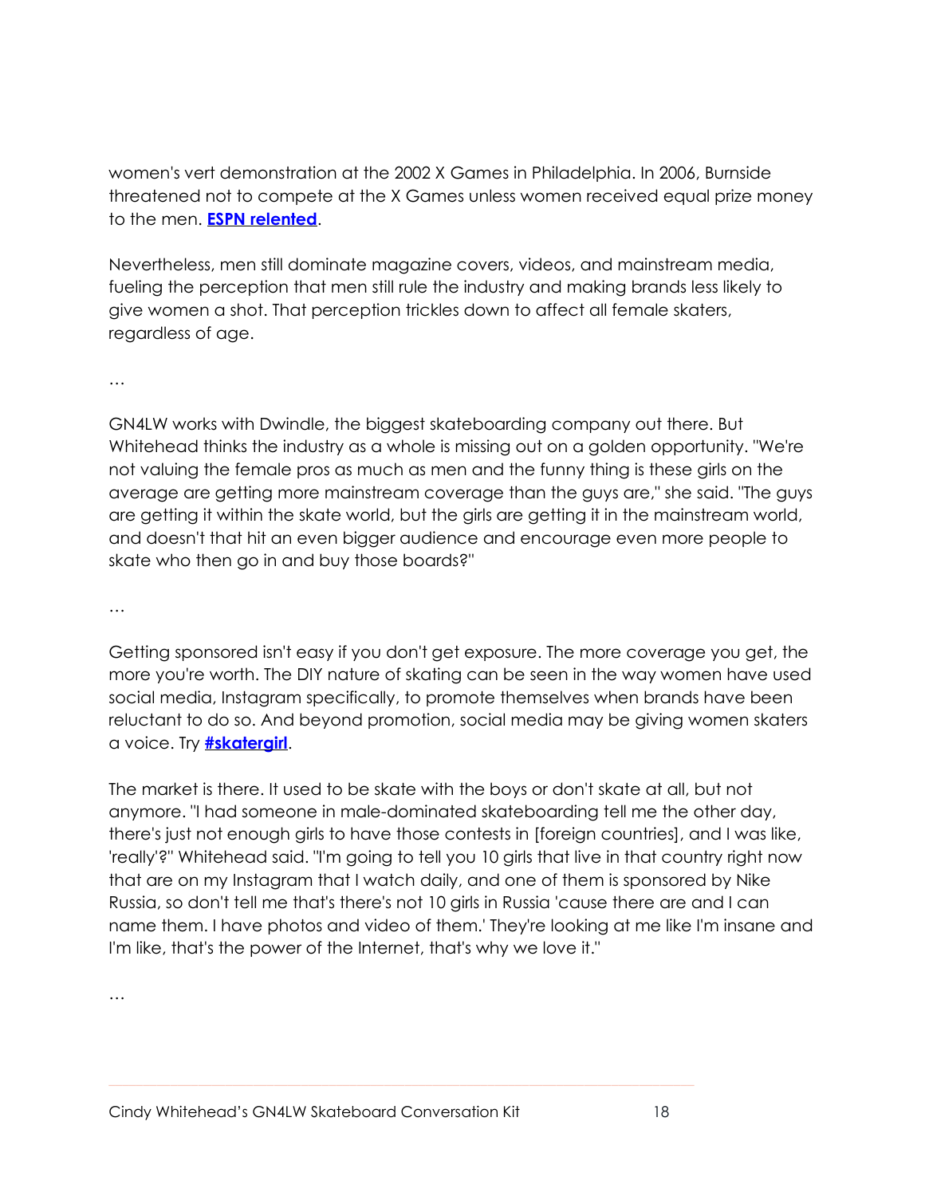women's vert demonstration at the 2002 X Games in Philadelphia. In 2006, Burnside threatened not to compete at the X Games unless women received equal prize money to the men. **ESPN relented**.

Nevertheless, men still dominate magazine covers, videos, and mainstream media, fueling the perception that men still rule the industry and making brands less likely to give women a shot. That perception trickles down to affect all female skaters, regardless of age.

…

GN4LW works with Dwindle, the biggest skateboarding company out there. But Whitehead thinks the industry as a whole is missing out on a golden opportunity. "We're not valuing the female pros as much as men and the funny thing is these girls on the average are getting more mainstream coverage than the guys are," she said. "The guys are getting it within the skate world, but the girls are getting it in the mainstream world, and doesn't that hit an even bigger audience and encourage even more people to skate who then go in and buy those boards?"

…

Getting sponsored isn't easy if you don't get exposure. The more coverage you get, the more you're worth. The DIY nature of skating can be seen in the way women have used social media, Instagram specifically, to promote themselves when brands have been reluctant to do so. And beyond promotion, social media may be giving women skaters a voice. Try **#skatergirl**.

The market is there. It used to be skate with the boys or don't skate at all, but not anymore. "I had someone in male-dominated skateboarding tell me the other day, there's just not enough girls to have those contests in [foreign countries], and I was like, 'really'?" Whitehead said. "I'm going to tell you 10 girls that live in that country right now that are on my Instagram that I watch daily, and one of them is sponsored by Nike Russia, so don't tell me that's there's not 10 girls in Russia 'cause there are and I can name them. I have photos and video of them.' They're looking at me like I'm insane and I'm like, that's the power of the Internet, that's why we love it."

…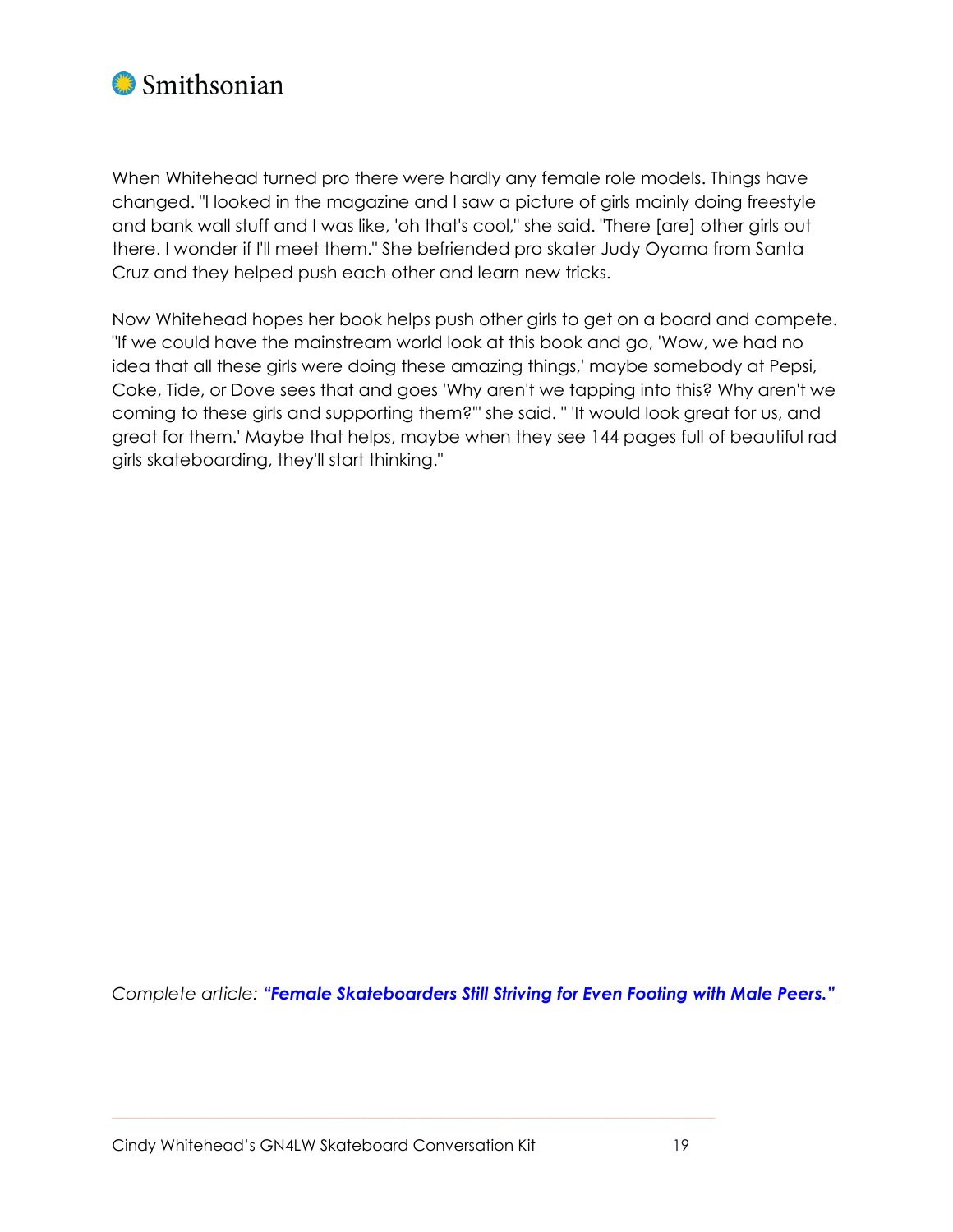When Whitehead turned pro there were hardly any female role models. Things have changed. "I looked in the magazine and I saw a picture of girls mainly doing freestyle and bank wall stuff and I was like, 'oh that's cool," she said. "There [are] other girls out there. I wonder if I'll meet them." She befriended pro skater Judy Oyama from Santa Cruz and they helped push each other and learn new tricks.

Now Whitehead hopes her book helps push other girls to get on a board and compete. "If we could have the mainstream world look at this book and go, 'Wow, we had no idea that all these girls were doing these amazing things,' maybe somebody at Pepsi, Coke, Tide, or Dove sees that and goes 'Why aren't we tapping into this? Why aren't we coming to these girls and supporting them?'" she said. " 'It would look great for us, and great for them.' Maybe that helps, maybe when they see 144 pages full of beautiful rad girls skateboarding, they'll start thinking."

*Complete article:* ***"Female Skateboarders Still Striving for Even Footing with Male Peers."***